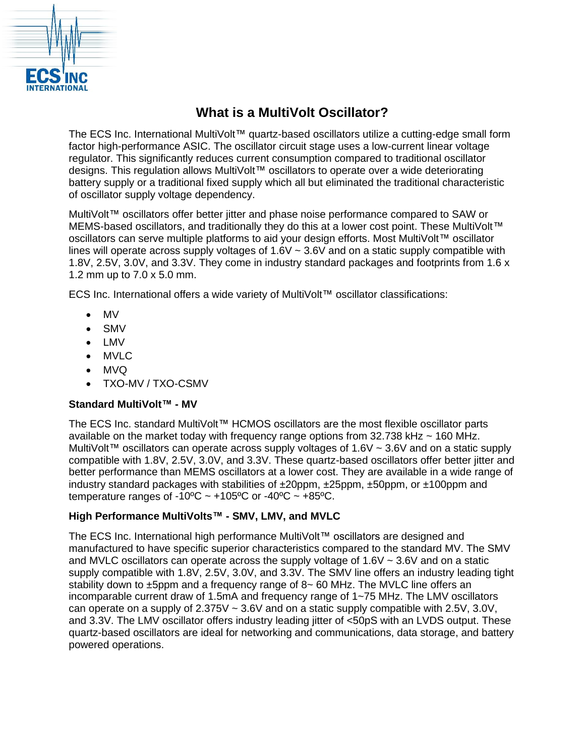# What is a MultiVolt Oscillator?

The ECS Inc. International MultiVolt™ quartz-based oscillators utilize a cutting-edge small form factor high-performance ASIC. The oscillator circuit stage uses a low-current linear voltage regulator. This significantly reduces current consumption compared to traditional oscillator designs. This regulation allows MultiVolt™ oscillators to operate over a wide deteriorating battery supply or a traditional fixed supply which all but eliminated the traditional characteristic of oscillator supply voltage dependency.

MultiVolt™ oscillators offer better jitter and phase noise performance compared to SAW or MEMS-based oscillators, and traditionally they do this at a lower cost point. These MultiVolt™ oscillators can serve multiple platforms to aid your design efforts. Most MultiVolt™ oscillator lines will operate across supply voltages of 1.6V ~ 3.6V and on a static supply compatible with 1.8V, 2.5V, 3.0V, and 3.3V. They come in industry standard packages and footprints from 1.6 x 1.2 mm up to 7.0 x 5.0 mm.

ECS Inc. International offers a wide variety of MultiVolt™ oscillator classifications:

- MV
- SMV
- LMV
- MVLC
- MVQ
- TXO-MV / TXO-CSMV

**Standard MultiVolt™ - MV**

The ECS Inc. standard MultiVolt™ HCMOS oscillators are the most flexible oscillator parts available on the market today with frequency range options from 32.738 kHz ~ 160 MHz. MultiVolt™ oscillators can operate across supply voltages of 1.6V ~ 3.6V and on a static supply compatible with 1.8V, 2.5V, 3.0V, and 3.3V. These quartz-based oscillators offer better jitter and better performance than MEMS oscillators at a lower cost. They are available in a wide range of industry standard packages with stabilities of ±20ppm, ±25ppm, ±50ppm, or ±100ppm and temperature ranges of -10ºC ~ +105ºC or -40ºC ~ +85ºC.

**High Performance MultiVolts™ - SMV, LMV, and MVLC**

The ECS Inc. International high performance MultiVolt™ oscillators are designed and manufactured to have specific superior characteristics compared to the standard MV. The SMV and MVLC oscillators can operate across the supply voltage of 1.6V ~ 3.6V and on a static supply compatible with 1.8V, 2.5V, 3.0V, and 3.3V. The SMV line offers an industry leading tight stability down to ±5ppm and a frequency range of 8~ 60 MHz. The MVLC line offers an incomparable current draw of 1.5mA and frequency range of 1~75 MHz. The LMV oscillators can operate on a supply of 2.375V ~ 3.6V and on a static supply compatible with 2.5V, 3.0V, and 3.3V. The LMV oscillator offers industry leading jitter of <50pS with an LVDS output. These quartz-based oscillators are ideal for networking and communications, data storage, and battery powered operations.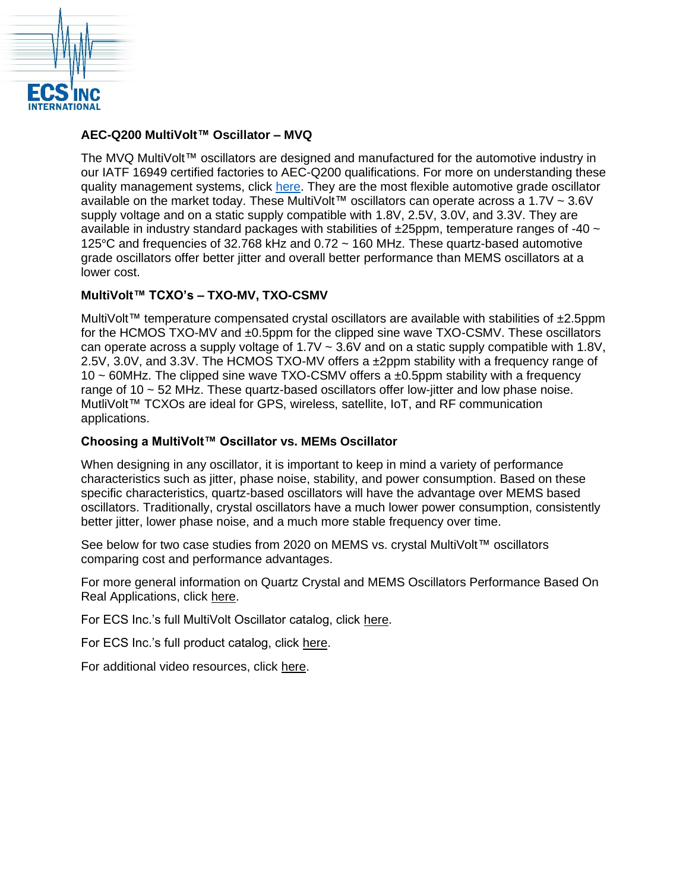### AEC-Q200 MultiVolt™ Oscillator – MVQ

The MVQ MultiVolt™ oscillators are designed and manufactured for the automotive industry in our IATF 16949 certified factories to AEC-Q200 qualifications. For more on understanding these quality management systems, click here. They are the most flexible automotive grade oscillator available on the market today. These MultiVolt™ oscillators can operate across a 1.7V ~ 3.6V supply voltage and on a static supply compatible with 1.8V, 2.5V, 3.0V, and 3.3V. They are available in industry standard packages with stabilities of ±25ppm, temperature ranges of -40 ~ 125°C and frequencies of 32.768 kHz and 0.72 ~ 160 MHz. These quartz-based automotive grade oscillators offer better jitter and overall better performance than MEMS oscillators at a lower cost.

### MultiVolt™ TCXO's – TXO-MV, TXO-CSMV

MultiVolt™ temperature compensated crystal oscillators are available with stabilities of ±2.5ppm for the HCMOS TXO-MV and ±0.5ppm for the clipped sine wave TXO-CSMV. These oscillators can operate across a supply voltage of 1.7V ~ 3.6V and on a static supply compatible with 1.8V, 2.5V, 3.0V, and 3.3V. The HCMOS TXO-MV offers a ±2ppm stability with a frequency range of 10 ~ 60MHz. The clipped sine wave TXO-CSMV offers a ±0.5ppm stability with a frequency range of 10 ~ 52 MHz. These quartz-based oscillators offer low-jitter and low phase noise. MutliVolt™ TCXOs are ideal for GPS, wireless, satellite, IoT, and RF communication applications.

### Choosing a MultiVolt™ Oscillator vs. MEMs Oscillator

When designing in any oscillator, it is important to keep in mind a variety of performance characteristics such as jitter, phase noise, stability, and power consumption. Based on these specific characteristics, quartz-based oscillators will have the advantage over MEMS based oscillators. Traditionally, crystal oscillators have a much lower power consumption, consistently better jitter, lower phase noise, and a much more stable frequency over time.

See below for two case studies from 2020 on MEMS vs. crystal MultiVolt™ oscillators comparing cost and performance advantages.

For more general information on Quartz Crystal and MEMS Oscillators Performance Based On Real Applications, click here.

For ECS Inc.'s full MultiVolt Oscillator catalog, click here.

For ECS Inc.'s full product catalog, click here.

For additional video resources, click here.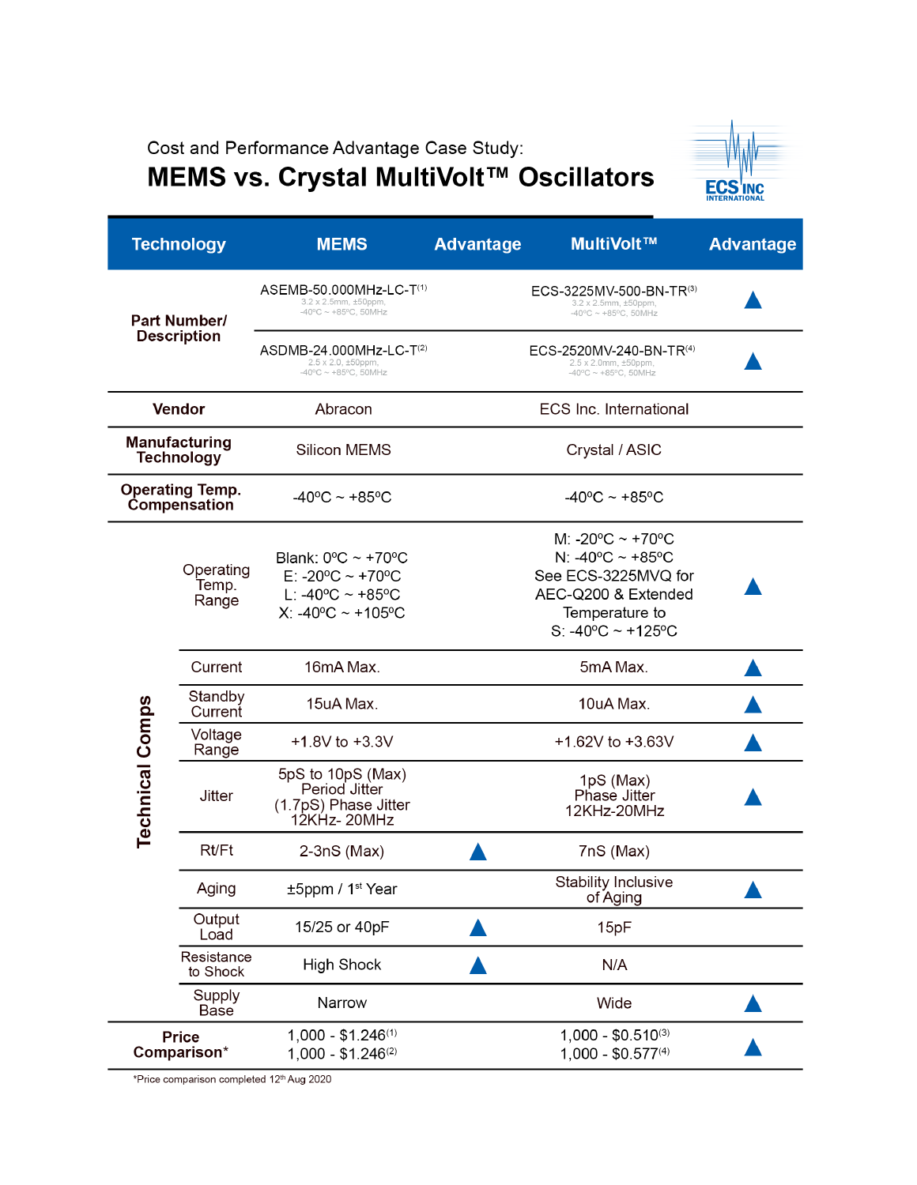Cost and Performance Advantage Case Study:

# MEMS vs. Crystal MultiVolt™ Oscillators

| Technology | | MEMS | Advantage | MultiVolt™ | Advantage |
|---|---|---|---|---|---|
| Part Number/ Description | | ASEMB-50.000MHz-LC-T[1] 3.2 x 2.5mm, ±50ppm, -40ºC ~ +85ºC, 50MHz | | ECS-3225MV-500-BN-TR[3] 3.2 x 2.5mm, ±50ppm, -40ºC ~ +85ºC, 50MHz | ▲ |
| | | ASDMB-24.000MHz-LC-T[2] 2.5 x 2.0, ±50ppm, -40ºC ~ +85ºC, 50MHz | | ECS-2520MV-240-BN-TR[4] 2.5 x 2.0mm, ±50ppm, -40ºC ~ +85ºC, 50MHz | ▲ |
| Vendor | | Abracon | | ECS Inc. International | |
| Manufacturing Technology | | Silicon MEMS | | Crystal / ASIC | |
| Operating Temp. Compensation | | -40ºC ~ +85ºC | | -40ºC ~ +85ºC | |
| Technical Comps | Operating Temp. Range | Blank: 0ºC ~ +70ºC E: -20ºC ~ +70ºC L: -40ºC ~ +85ºC X: -40ºC ~ +105ºC | | M: -20ºC ~ +70ºC N: -40ºC ~ +85ºC See ECS-3225MVQ for AEC-Q200 & Extended Temperature to S: -40ºC ~ +125ºC | ▲ |
| | Current | 16mA Max. | | 5mA Max. | ▲ |
| | Standby Current | 15uA Max. | | 10uA Max. | ▲ |
| | Voltage Range | +1.8V to +3.3V | | +1.62V to +3.63V | ▲ |
| | Jitter | 5pS to 10pS (Max) Period Jitter (1.7pS) Phase Jitter 12KHz- 20MHz | | 1pS (Max) Phase Jitter 12KHz-20MHz | ▲ |
| | Rt/Ft | 2-3nS (Max) | ▲ | 7nS (Max) | |
| | Aging | ±5ppm / 1st Year | | Stability Inclusive of Aging | ▲ |
| | Output Load | 15/25 or 40pF | ▲ | 15pF | |
| | Resistance to Shock | High Shock | ▲ | N/A | |
| | Supply Base | Narrow | | Wide | ▲ |
| Price Comparison* | | 1,000 - $1.246[1] 1,000 - $1.246[2] | | 1,000 - $0.510[3] 1,000 - $0.577[4] | ▲ |

*Price comparison completed 12th Aug 2020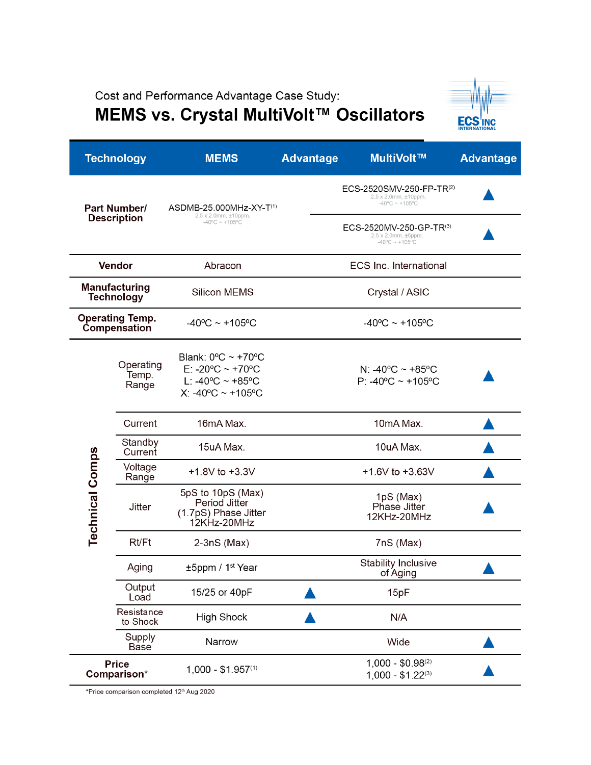Cost and Performance Advantage Case Study:

# MEMS vs. Crystal MultiVolt™ Oscillators

| Technology | | MEMS | Advantage | MultiVolt™ | Advantage |
|---|---|---|---|---|---|
| Part Number/ Description | | ASDMB-25.000MHz-XY-T[1] 2.5 x 2.0mm, ±10ppm, -40ºC ~ +105ºC | | ECS-2520SMV-250-FP-TR[2] 2.5 x 2.0mm, ±10ppm, -40ºC ~ +105ºC | ▲ |
| | | | | ECS-2520MV-250-GP-TR[3] 2.5 x 2.0mm, ±5ppm, -40ºC ~ +105ºC | ▲ |
| Vendor | | Abracon | | ECS Inc. International | |
| Manufacturing Technology | | Silicon MEMS | | Crystal / ASIC | |
| Operating Temp. Compensation | | -40ºC ~ +105ºC | | -40ºC ~ +105ºC | |
| Technical Comps | Operating Temp. Range | Blank: 0ºC ~ +70ºC<br>E: -20ºC ~ +70ºC<br>L: -40ºC ~ +85ºC<br>X: -40ºC ~ +105ºC | | N: -40ºC ~ +85ºC<br>P: -40ºC ~ +105ºC | ▲ |
| | Current | 16mA Max. | | 10mA Max. | ▲ |
| | Standby Current | 15uA Max. | | 10uA Max. | ▲ |
| | Voltage Range | +1.8V to +3.3V | | +1.6V to +3.63V | ▲ |
| | Jitter | 5pS to 10pS (Max) Period Jitter (1.7pS) Phase Jitter 12KHz-20MHz | | 1pS (Max) Phase Jitter 12KHz-20MHz | ▲ |
| | Rt/Ft | 2-3nS (Max) | | 7nS (Max) | |
| | Aging | ±5ppm / 1st Year | | Stability Inclusive of Aging | ▲ |
| | Output Load | 15/25 or 40pF | ▲ | 15pF | |
| | Resistance to Shock | High Shock | ▲ | N/A | |
| | Supply Base | Narrow | | Wide | ▲ |
| Price Comparison* | | 1,000 - $1.957[1] | | 1,000 - $0.98[2]<br>1,000 - $1.22[3] | ▲ |

*Price comparison completed 12th Aug 2020